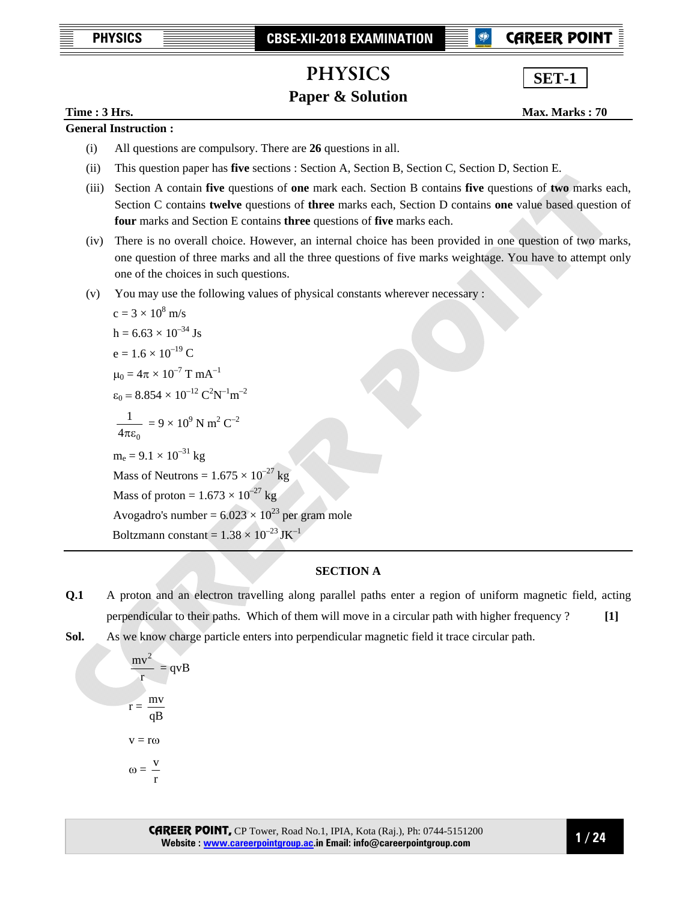# PHYSICS

## Paper & Solution

**SET-1**

**Time : 3 Hrs.** **Max. Marks : 70**

**General Instruction :**

(i) All questions are compulsory. There are **26** questions in all.

(ii) This question paper has **five** sections : Section A, Section B, Section C, Section D, Section E.

(iii) Section A contain **five** questions of **one** mark each. Section B contains **five** questions of **two** marks each, Section C contains **twelve** questions of **three** marks each, Section D contains **one** value based question of **four** marks and Section E contains **three** questions of **five** marks each.

(iv) There is no overall choice. However, an internal choice has been provided in one question of two marks, one question of three marks and all the three questions of five marks weightage. You have to attempt only one of the choices in such questions.

(v) You may use the following values of physical constants wherever necessary :

$c = 3 \times 10^8$ m/s

$h = 6.63 \times 10^{-34}$ Js

$e = 1.6 \times 10^{-19}$ C

$\mu_0 = 4\pi \times 10^{-7}$ T mA$^{-1}$

$\varepsilon_0 = 8.854 \times 10^{-12}$ C$^2$N$^{-1}$m$^{-2}$

$\frac{1}{4\pi\varepsilon_0} = 9 \times 10^9$ N m$^2$ C$^{-2}$

$m_e = 9.1 \times 10^{-31}$ kg

Mass of Neutrons = $1.675 \times 10^{-27}$ kg

Mass of proton = $1.673 \times 10^{-27}$ kg

Avogadro's number = $6.023 \times 10^{23}$ per gram mole

Boltzmann constant = $1.38 \times 10^{-23}$ JK$^{-1}$

---

## SECTION A

**Q.1** A proton and an electron travelling along parallel paths enter a region of uniform magnetic field, acting perpendicular to their paths. Which of them will move in a circular path with higher frequency ? **[1]**

**Sol.** As we know charge particle enters into perpendicular magnetic field it trace circular path.

$$\frac{mv^2}{r} = qvB$$

$$r = \frac{mv}{qB}$$

$$v = r\omega$$

$$\omega = \frac{v}{r}$$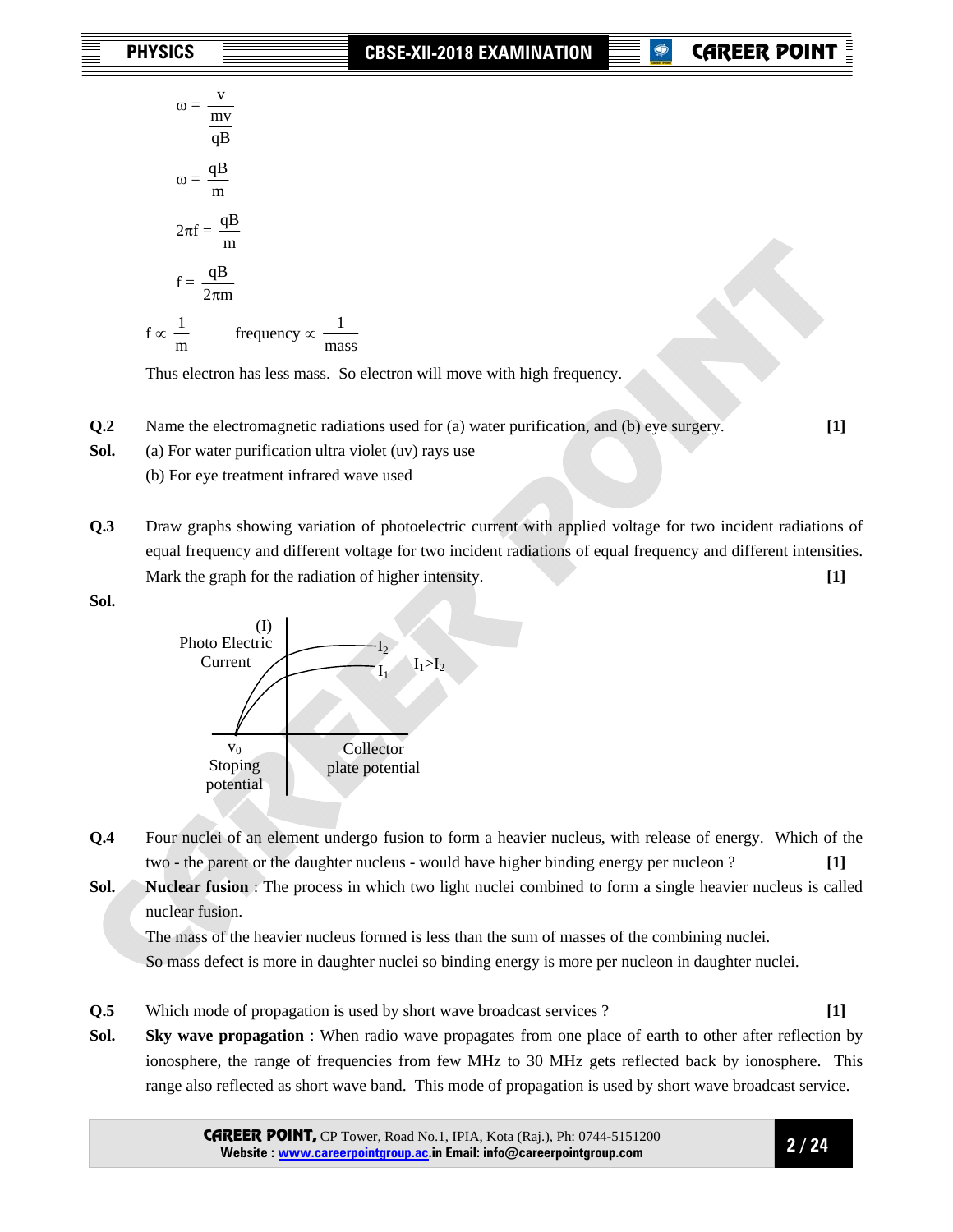$$\omega = \frac{v}{\frac{mv}{qB}}$$

$$\omega = \frac{qB}{m}$$

$$2\pi f = \frac{qB}{m}$$

$$f = \frac{qB}{2\pi m}$$

$f \propto \frac{1}{m}$ frequency $\propto \frac{1}{\text{mass}}$

Thus electron has less mass. So electron will move with high frequency.

**Q.2** Name the electromagnetic radiations used for (a) water purification, and (b) eye surgery. **[1]**

**Sol.** (a) For water purification ultra violet (uv) rays use

(b) For eye treatment infrared wave used

**Q.3** Draw graphs showing variation of photoelectric current with applied voltage for two incident radiations of equal frequency and different voltage for two incident radiations of equal frequency and different intensities. Mark the graph for the radiation of higher intensity. **[1]**

**Sol.**

(I) Photo Electric Current

$I_2$

$I_1$ $I_1 > I_2$

$v_0$ Stoping potential

Collector plate potential

**Q.4** Four nuclei of an element undergo fusion to form a heavier nucleus, with release of energy. Which of the two - the parent or the daughter nucleus - would have higher binding energy per nucleon ? **[1]**

**Sol.** **Nuclear fusion** : The process in which two light nuclei combined to form a single heavier nucleus is called nuclear fusion.

The mass of the heavier nucleus formed is less than the sum of masses of the combining nuclei.

So mass defect is more in daughter nuclei so binding energy is more per nucleon in daughter nuclei.

**Q.5** Which mode of propagation is used by short wave broadcast services ? **[1]**

**Sol.** **Sky wave propagation** : When radio wave propagates from one place of earth to other after reflection by ionosphere, the range of frequencies from few MHz to 30 MHz gets reflected back by ionosphere. This range also reflected as short wave band. This mode of propagation is used by short wave broadcast service.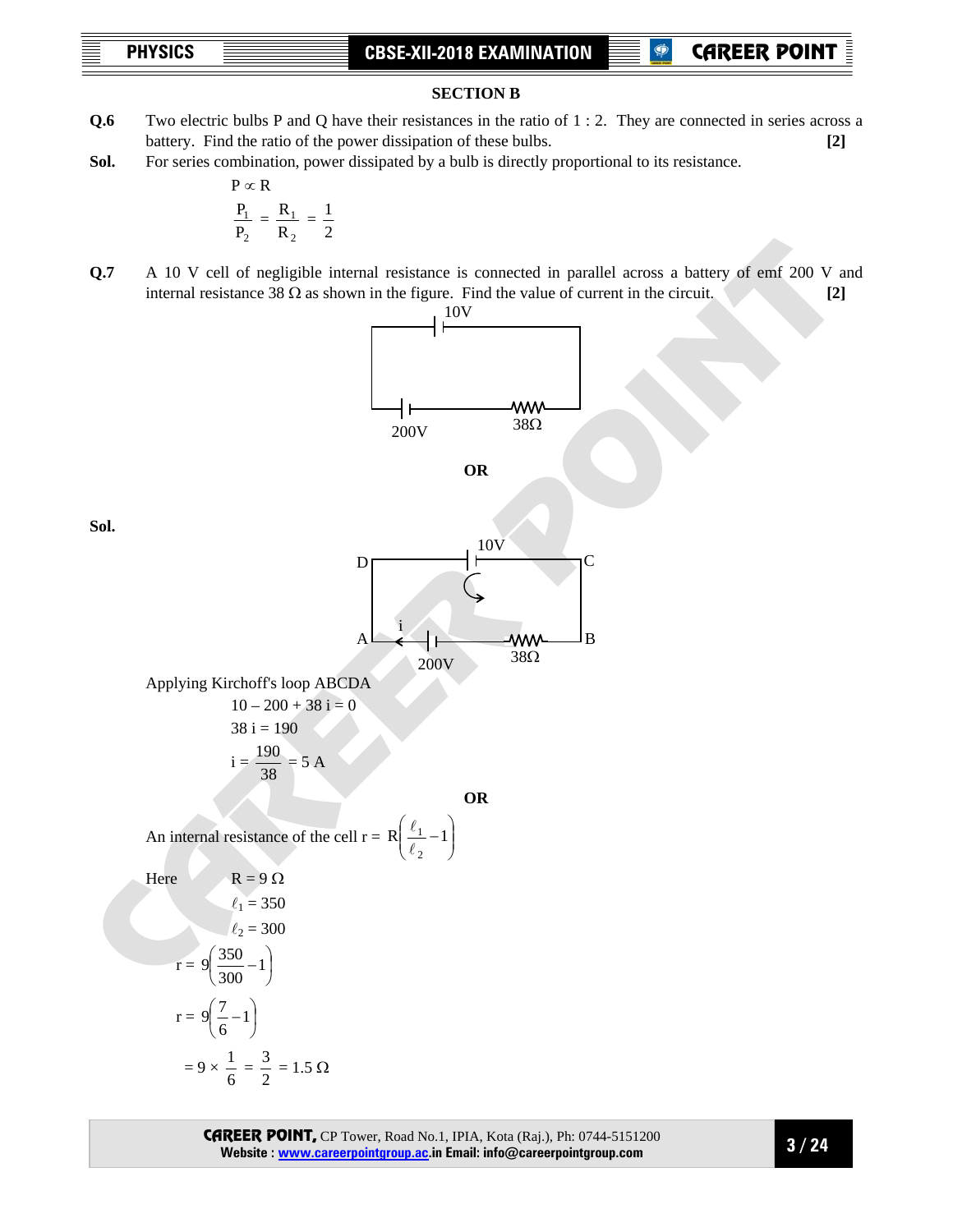## SECTION B

**Q.6** Two electric bulbs P and Q have their resistances in the ratio of 1 : 2. They are connected in series across a battery. Find the ratio of the power dissipation of these bulbs. **[2]**

**Sol.** For series combination, power dissipated by a bulb is directly proportional to its resistance.

$$P \propto R$$

$$\frac{P_1}{P_2} = \frac{R_1}{R_2} = \frac{1}{2}$$

**Q.7** A 10 V cell of negligible internal resistance is connected in parallel across a battery of emf 200 V and internal resistance 38 Ω as shown in the figure. Find the value of current in the circuit. **[2]**

10V

200V 38Ω

**OR**

**Sol.**

D 10V C

i

A 200V 38Ω B

Applying Kirchoff's loop ABCDA

$$10 - 200 + 38\,i = 0$$

$$38\,i = 190$$

$$i = \frac{190}{38} = 5\text{ A}$$

**OR**

An internal resistance of the cell $r = R\left(\frac{\ell_1}{\ell_2} - 1\right)$

Here $R = 9\ \Omega$

$\ell_1 = 350$

$\ell_2 = 300$

$$r = 9\left(\frac{350}{300} - 1\right)$$

$$r = 9\left(\frac{7}{6} - 1\right)$$

$$= 9 \times \frac{1}{6} = \frac{3}{2} = 1.5\ \Omega$$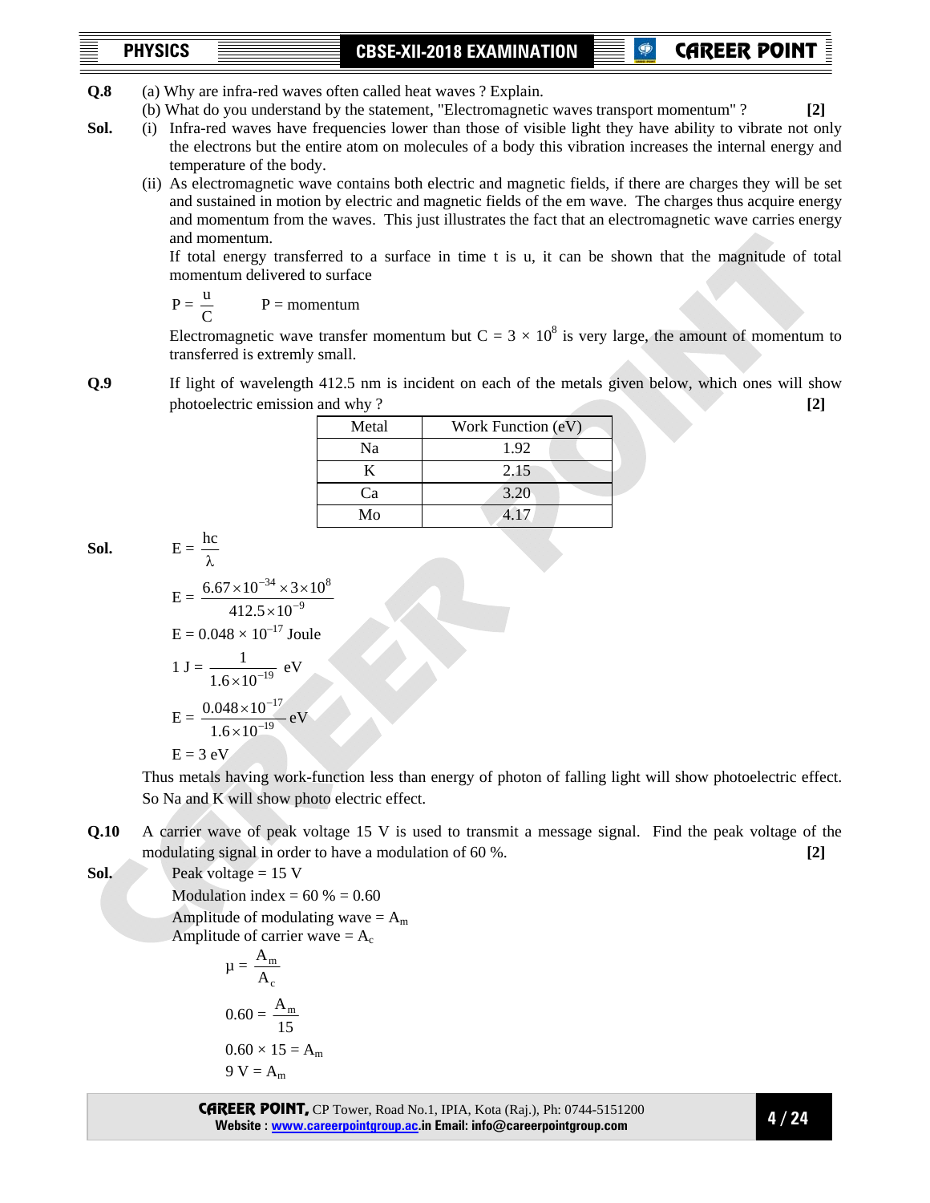**Q.8** (a) Why are infra-red waves often called heat waves ? Explain.

(b) What do you understand by the statement, "Electromagnetic waves transport momentum" ? **[2]**

**Sol.** (i) Infra-red waves have frequencies lower than those of visible light they have ability to vibrate not only the electrons but the entire atom on molecules of a body this vibration increases the internal energy and temperature of the body.

(ii) As electromagnetic wave contains both electric and magnetic fields, if there are charges they will be set and sustained in motion by electric and magnetic fields of the em wave. The charges thus acquire energy and momentum from the waves. This just illustrates the fact that an electromagnetic wave carries energy and momentum.

If total energy transferred to a surface in time t is u, it can be shown that the magnitude of total momentum delivered to surface

$$P = \frac{u}{C} \qquad P = \text{momentum}$$

Electromagnetic wave transfer momentum but $C = 3 \times 10^8$ is very large, the amount of momentum to transferred is extremly small.

**Q.9** If light of wavelength 412.5 nm is incident on each of the metals given below, which ones will show photoelectric emission and why ? **[2]**

| Metal | Work Function (eV) |
|---|---|
| Na | 1.92 |
| K | 2.15 |
| Ca | 3.20 |
| Mo | 4.17 |

**Sol.**

$$E = \frac{hc}{\lambda}$$

$$E = \frac{6.67 \times 10^{-34} \times 3 \times 10^{8}}{412.5 \times 10^{-9}}$$

$$E = 0.048 \times 10^{-17} \text{ Joule}$$

$$1\text{ J} = \frac{1}{1.6 \times 10^{-19}} \text{ eV}$$

$$E = \frac{0.048 \times 10^{-17}}{1.6 \times 10^{-19}} \text{ eV}$$

$$E = 3 \text{ eV}$$

Thus metals having work-function less than energy of photon of falling light will show photoelectric effect. So Na and K will show photo electric effect.

**Q.10** A carrier wave of peak voltage 15 V is used to transmit a message signal. Find the peak voltage of the modulating signal in order to have a modulation of 60 %. **[2]**

**Sol.** Peak voltage = 15 V

Modulation index = 60 % = 0.60

Amplitude of modulating wave = $A_m$

Amplitude of carrier wave = $A_c$

$$\mu = \frac{A_m}{A_c}$$

$$0.60 = \frac{A_m}{15}$$

$$0.60 \times 15 = A_m$$

$$9 \text{ V} = A_m$$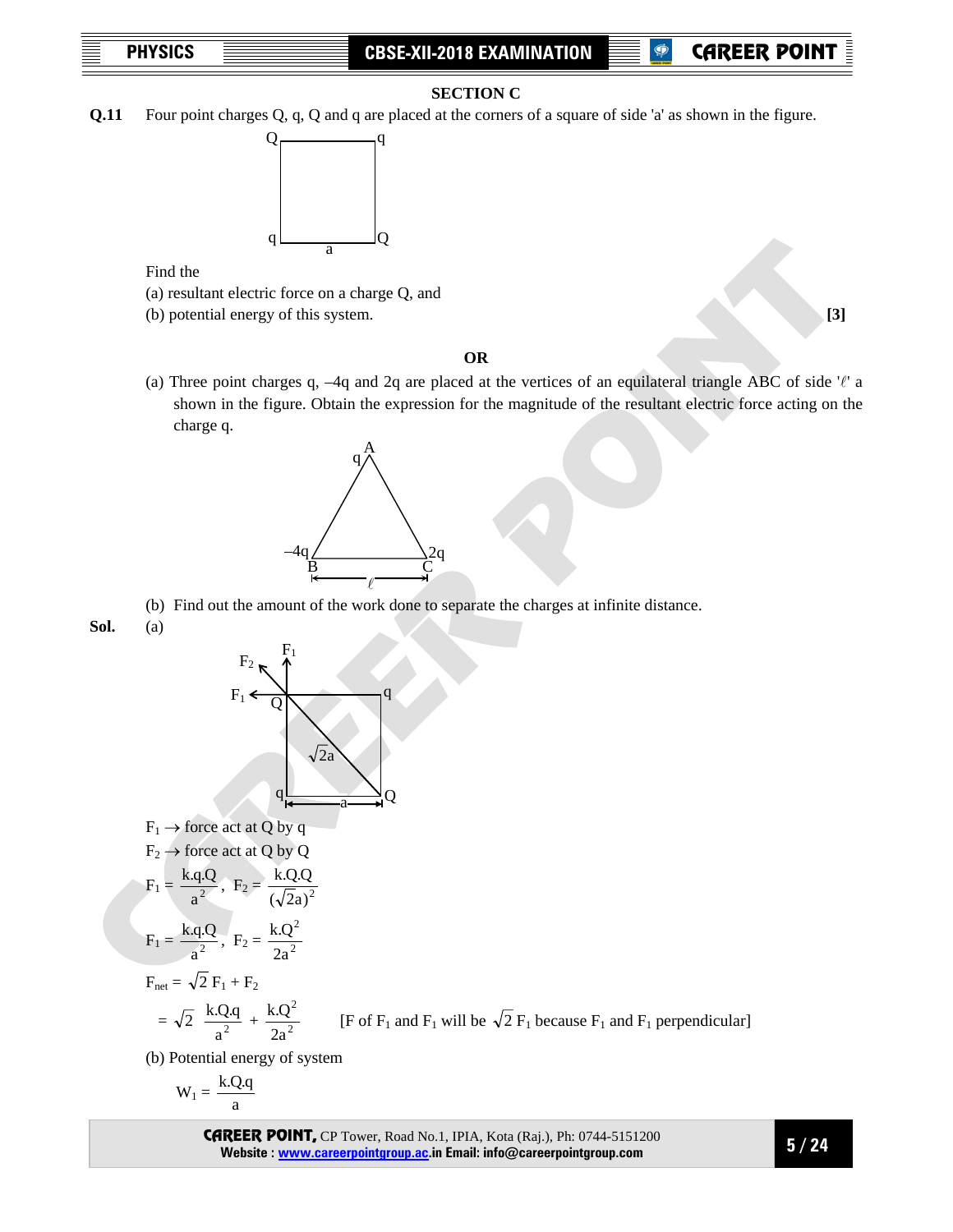## SECTION C

**Q.11** Four point charges Q, q, Q and q are placed at the corners of a square of side 'a' as shown in the figure.

Q q

q Q

a

Find the

(a) resultant electric force on a charge Q, and

(b) potential energy of this system. **[3]**

**OR**

(a) Three point charges q, –4q and 2q are placed at the vertices of an equilateral triangle ABC of side '$\ell$' a shown in the figure. Obtain the expression for the magnitude of the resultant electric force acting on the charge q.

A q

–4q B

C 2q

$\ell$

(b) Find out the amount of the work done to separate the charges at infinite distance.

**Sol.** (a)

$F_2$, $F_1$, $F_1$, Q, q, $\sqrt{2}a$, q, Q, a

$F_1 \rightarrow$ force act at Q by q

$F_2 \rightarrow$ force act at Q by Q

$$F_1 = \frac{k.q.Q}{a^2}, \quad F_2 = \frac{k.Q.Q}{(\sqrt{2}a)^2}$$

$$F_1 = \frac{k.q.Q}{a^2}, \quad F_2 = \frac{k.Q^2}{2a^2}$$

$$F_{net} = \sqrt{2}\, F_1 + F_2$$

$$= \sqrt{2}\ \frac{k.Q.q}{a^2} + \frac{k.Q^2}{2a^2}$$ [F of $F_1$ and $F_1$ will be $\sqrt{2}\, F_1$ because $F_1$ and $F_1$ perpendicular]

(b) Potential energy of system

$$W_1 = \frac{k.Q.q}{a}$$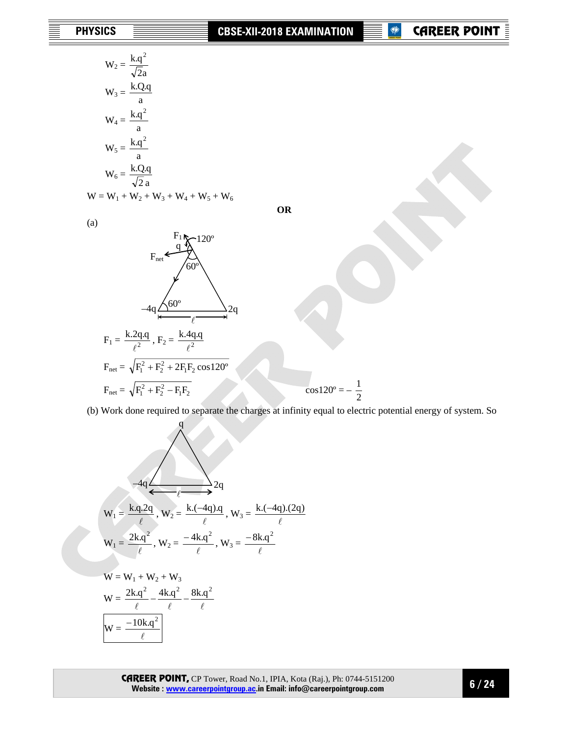$$W_2 = \frac{k.q^2}{\sqrt{2}a}$$

$$W_3 = \frac{k.Q.q}{a}$$

$$W_4 = \frac{k.q^2}{a}$$

$$W_5 = \frac{k.q^2}{a}$$

$$W_6 = \frac{k.Q.q}{\sqrt{2}\,a}$$

$$W = W_1 + W_2 + W_3 + W_4 + W_5 + W_6$$

**OR**

(a)

$$F_1 = \frac{k.2q.q}{\ell^2}, \; F_2 = \frac{k.4q.q}{\ell^2}$$

$$F_{net} = \sqrt{F_1^2 + F_2^2 + 2F_1F_2\cos 120^o}$$

$$F_{net} = \sqrt{F_1^2 + F_2^2 - F_1F_2} \qquad \cos 120^o = -\frac{1}{2}$$

(b) Work done required to separate the charges at infinity equal to electric potential energy of system. So

$$W_1 = \frac{k.q.2q}{\ell}, \; W_2 = \frac{k.(-4q).q}{\ell}, \; W_3 = \frac{k.(-4q).(2q)}{\ell}$$

$$W_1 = \frac{2k.q^2}{\ell}, \; W_2 = \frac{-4k.q^2}{\ell}, \; W_3 = \frac{-8k.q^2}{\ell}$$

$$W = W_1 + W_2 + W_3$$

$$W = \frac{2k.q^2}{\ell} - \frac{4k.q^2}{\ell} - \frac{8k.q^2}{\ell}$$

$$\boxed{W = \frac{-10k.q^2}{\ell}}$$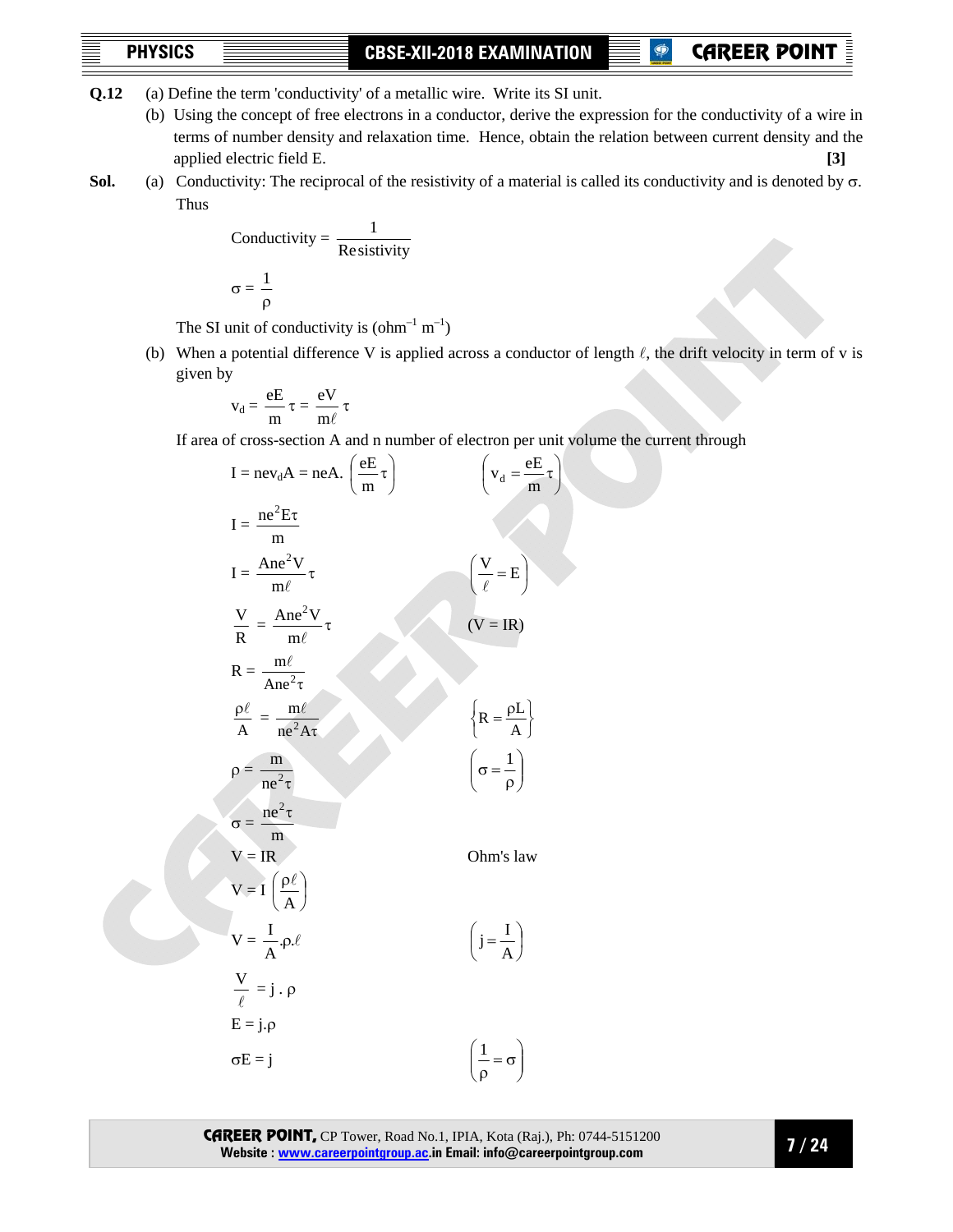**Q.12** (a) Define the term 'conductivity' of a metallic wire. Write its SI unit.

(b) Using the concept of free electrons in a conductor, derive the expression for the conductivity of a wire in terms of number density and relaxation time. Hence, obtain the relation between current density and the applied electric field E. **[3]**

**Sol.** (a) Conductivity: The reciprocal of the resistivity of a material is called its conductivity and is denoted by $\sigma$. Thus

$$\text{Conductivity} = \frac{1}{\text{Resistivity}}$$

$$\sigma = \frac{1}{\rho}$$

The SI unit of conductivity is ($\text{ohm}^{-1}\ \text{m}^{-1}$)

(b) When a potential difference V is applied across a conductor of length $\ell$, the drift velocity in term of v is given by

$$v_d = \frac{eE}{m}\tau = \frac{eV}{m\ell}\tau$$

If area of cross-section A and n number of electron per unit volume the current through

$$I = nev_dA = neA.\left(\frac{eE}{m}\tau\right) \qquad \left(v_d = \frac{eE}{m}\tau\right)$$

$$I = \frac{ne^2E\tau}{m}$$

$$I = \frac{Ane^2V}{m\ell}\tau \qquad \left(\frac{V}{\ell} = E\right)$$

$$\frac{V}{R} = \frac{Ane^2V}{m\ell}\tau \qquad (V = IR)$$

$$R = \frac{m\ell}{Ane^2\tau}$$

$$\frac{\rho\ell}{A} = \frac{m\ell}{ne^2A\tau} \qquad \left\{R = \frac{\rho L}{A}\right\}$$

$$\rho = \frac{m}{ne^2\tau} \qquad \left(\sigma = \frac{1}{\rho}\right)$$

$$\sigma = \frac{ne^2\tau}{m}$$

$$V = IR \qquad \text{Ohm's law}$$

$$V = I\left(\frac{\rho\ell}{A}\right)$$

$$V = \frac{I}{A}.\rho.\ell \qquad \left(j = \frac{I}{A}\right)$$

$$\frac{V}{\ell} = j\ .\ \rho$$

$$E = j.\rho$$

$$\sigma E = j \qquad \left(\frac{1}{\rho} = \sigma\right)$$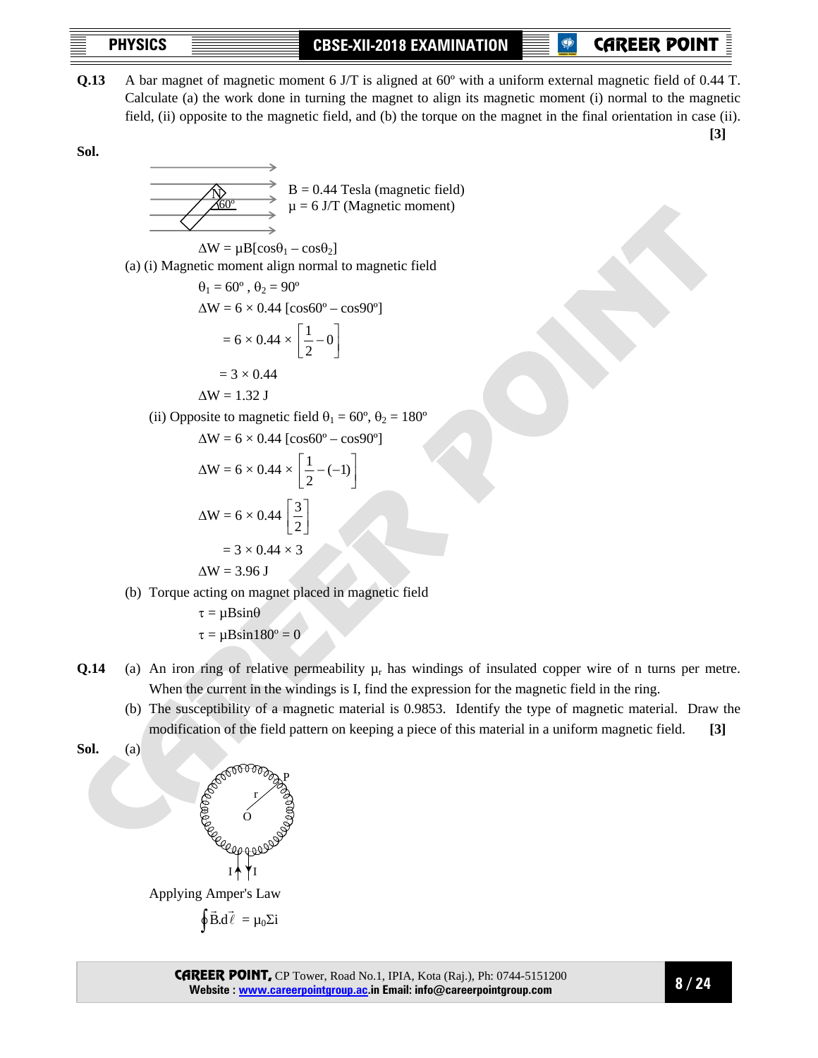**Q.13** A bar magnet of magnetic moment 6 J/T is aligned at 60º with a uniform external magnetic field of 0.44 T. Calculate (a) the work done in turning the magnet to align its magnetic moment (i) normal to the magnetic field, (ii) opposite to the magnetic field, and (b) the torque on the magnet in the final orientation in case (ii). **[3]**

**Sol.**

B = 0.44 Tesla (magnetic field)
μ = 6 J/T (Magnetic moment)

$\Delta W = \mu B[\cos\theta_1 - \cos\theta_2]$

(a) (i) Magnetic moment align normal to magnetic field

$\theta_1 = 60^\circ$ , $\theta_2 = 90^\circ$

$\Delta W = 6 \times 0.44\, [\cos 60^\circ - \cos 90^\circ]$

$= 6 \times 0.44 \times \left[\frac{1}{2} - 0\right]$

$= 3 \times 0.44$

$\Delta W = 1.32$ J

(ii) Opposite to magnetic field $\theta_1 = 60^\circ$, $\theta_2 = 180^\circ$

$\Delta W = 6 \times 0.44\, [\cos 60^\circ - \cos 90^\circ]$

$\Delta W = 6 \times 0.44 \times \left[\frac{1}{2} - (-1)\right]$

$\Delta W = 6 \times 0.44 \left[\frac{3}{2}\right]$

$= 3 \times 0.44 \times 3$

$\Delta W = 3.96$ J

(b) Torque acting on magnet placed in magnetic field

$\tau = \mu B \sin\theta$

$\tau = \mu B \sin 180^\circ = 0$

**Q.14** (a) An iron ring of relative permeability $\mu_r$ has windings of insulated copper wire of n turns per metre. When the current in the windings is I, find the expression for the magnetic field in the ring.

(b) The susceptibility of a magnetic material is 0.9853. Identify the type of magnetic material. Draw the modification of the field pattern on keeping a piece of this material in a uniform magnetic field. **[3]**

**Sol.** (a)

Applying Amper's Law

$\oint \vec{B}.d\vec{\ell} = \mu_0 \Sigma i$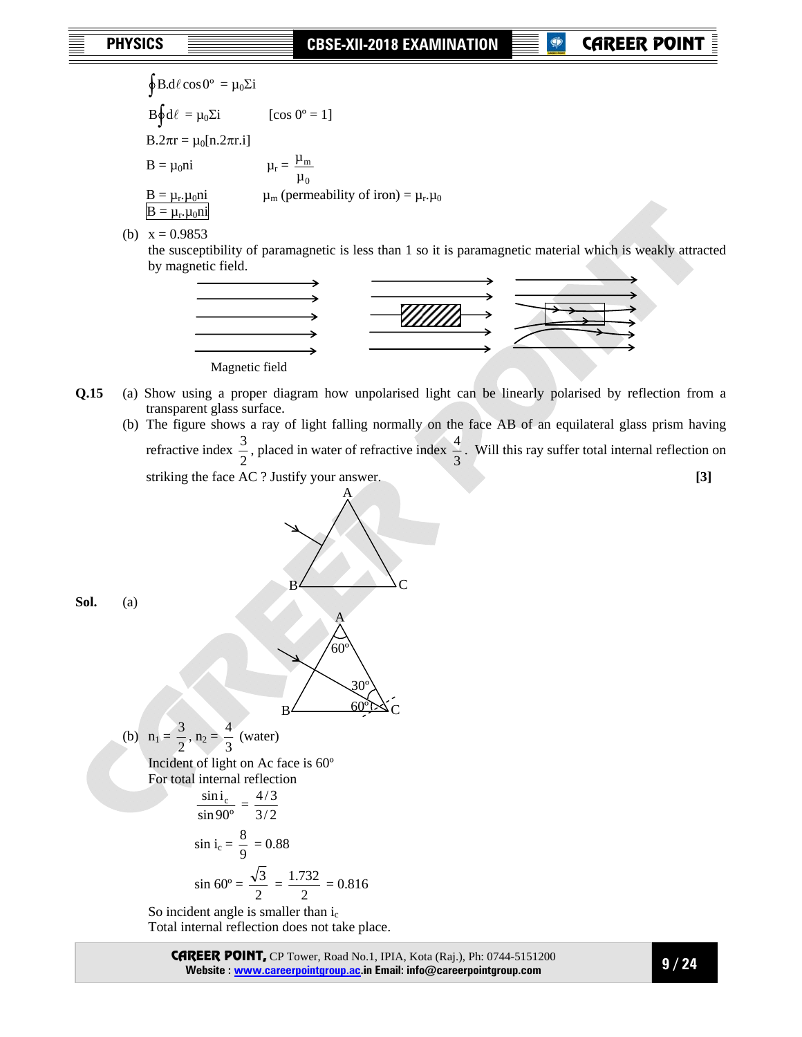$$\oint B.d\ell \cos 0^\circ = \mu_0 \Sigma i$$

$$B\oint d\ell = \mu_0 \Sigma i \qquad [\cos 0^\circ = 1]$$

$$B.2\pi r = \mu_0[n.2\pi r.i]$$

$$B = \mu_0 ni \qquad \mu_r = \frac{\mu_m}{\mu_0}$$

$$B = \mu_r.\mu_0 ni \qquad \mu_m \text{ (permeability of iron)} = \mu_r.\mu_0$$

$$\boxed{B = \mu_r.\mu_0 ni}$$

(b) $x = 0.9853$

the susceptibility of paramagnetic is less than 1 so it is paramagnetic material which is weakly attracted by magnetic field.

Magnetic field

**Q.15** (a) Show using a proper diagram how unpolarised light can be linearly polarised by reflection from a transparent glass surface.

(b) The figure shows a ray of light falling normally on the face AB of an equilateral glass prism having refractive index $\frac{3}{2}$, placed in water of refractive index $\frac{4}{3}$. Will this ray suffer total internal reflection on striking the face AC ? Justify your answer. **[3]**

**Sol.** (a)

(b) $n_1 = \frac{3}{2}$, $n_2 = \frac{4}{3}$ (water)

Incident of light on Ac face is 60º

For total internal reflection

$$\frac{\sin i_c}{\sin 90^\circ} = \frac{4/3}{3/2}$$

$$\sin i_c = \frac{8}{9} = 0.88$$

$$\sin 60^\circ = \frac{\sqrt{3}}{2} = \frac{1.732}{2} = 0.816$$

So incident angle is smaller than $i_c$

Total internal reflection does not take place.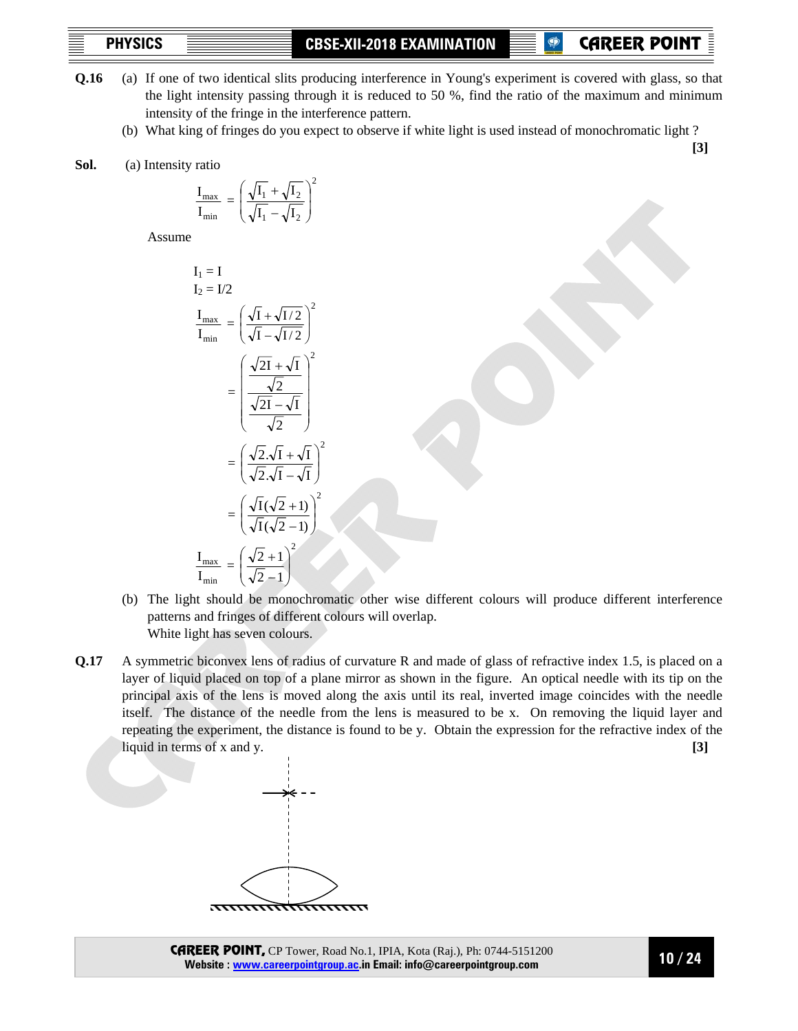**Q.16** (a) If one of two identical slits producing interference in Young's experiment is covered with glass, so that the light intensity passing through it is reduced to 50 %, find the ratio of the maximum and minimum intensity of the fringe in the interference pattern.

(b) What king of fringes do you expect to observe if white light is used instead of monochromatic light ? **[3]**

**Sol.** (a) Intensity ratio

$$\frac{I_{max}}{I_{min}} = \left(\frac{\sqrt{I_1} + \sqrt{I_2}}{\sqrt{I_1} - \sqrt{I_2}}\right)^2$$

Assume

$$I_1 = I$$

$$I_2 = I/2$$

$$\frac{I_{max}}{I_{min}} = \left(\frac{\sqrt{I} + \sqrt{I/2}}{\sqrt{I} - \sqrt{I/2}}\right)^2$$

$$= \left(\frac{\dfrac{\sqrt{2I} + \sqrt{I}}{\sqrt{2}}}{\dfrac{\sqrt{2I} - \sqrt{I}}{\sqrt{2}}}\right)^2$$

$$= \left(\frac{\sqrt{2}.\sqrt{I} + \sqrt{I}}{\sqrt{2}.\sqrt{I} - \sqrt{I}}\right)^2$$

$$= \left(\frac{\sqrt{I}(\sqrt{2} + 1)}{\sqrt{I}(\sqrt{2} - 1)}\right)^2$$

$$\frac{I_{max}}{I_{min}} = \left(\frac{\sqrt{2} + 1}{\sqrt{2} - 1}\right)^2$$

(b) The light should be monochromatic other wise different colours will produce different interference patterns and fringes of different colours will overlap.
White light has seven colours.

**Q.17** A symmetric biconvex lens of radius of curvature R and made of glass of refractive index 1.5, is placed on a layer of liquid placed on top of a plane mirror as shown in the figure. An optical needle with its tip on the principal axis of the lens is moved along the axis until its real, inverted image coincides with the needle itself. The distance of the needle from the lens is measured to be x. On removing the liquid layer and repeating the experiment, the distance is found to be y. Obtain the expression for the refractive index of the liquid in terms of x and y. **[3]**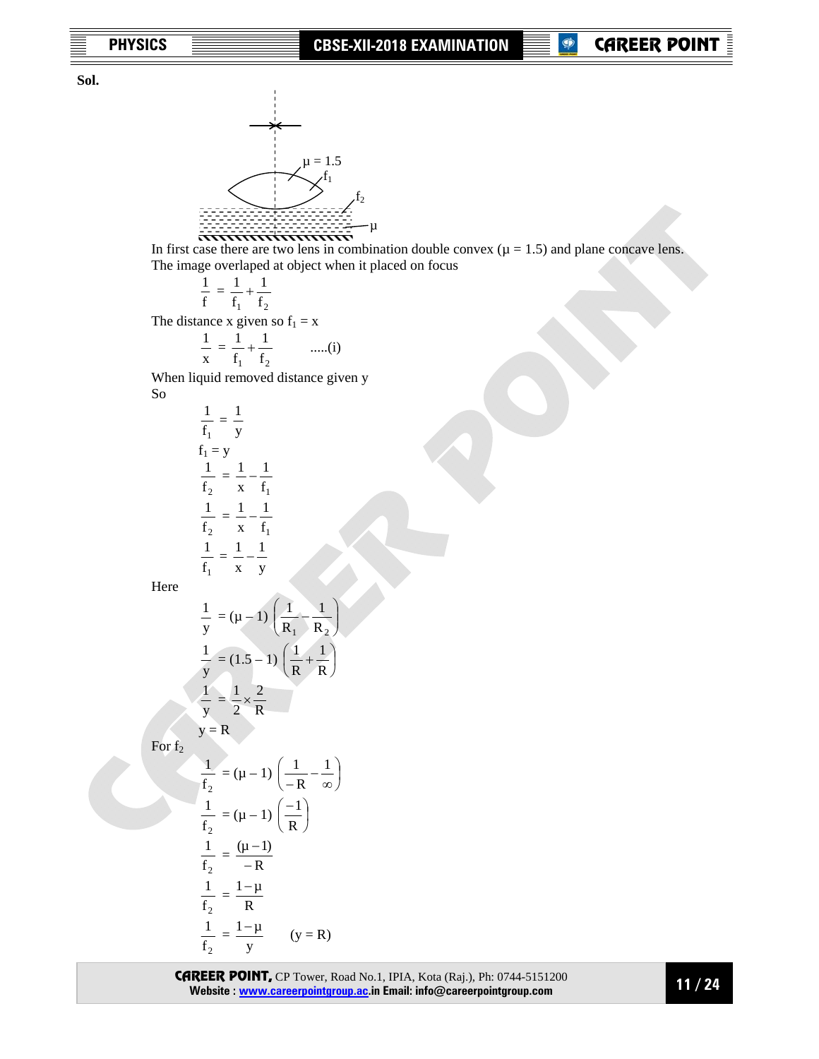**Sol.**

μ = 1.5

$f_1$

$f_2$

μ

In first case there are two lens in combination double convex (μ = 1.5) and plane concave lens.
The image overlaped at object when it placed on focus

$$\frac{1}{f} = \frac{1}{f_1} + \frac{1}{f_2}$$

The distance x given so $f_1 = x$

$$\frac{1}{x} = \frac{1}{f_1} + \frac{1}{f_2} \qquad .....(i)$$

When liquid removed distance given y

So

$$\frac{1}{f_1} = \frac{1}{y}$$

$$f_1 = y$$

$$\frac{1}{f_2} = \frac{1}{x} - \frac{1}{f_1}$$

$$\frac{1}{f_2} = \frac{1}{x} - \frac{1}{f_1}$$

$$\frac{1}{f_1} = \frac{1}{x} - \frac{1}{y}$$

Here

$$\frac{1}{y} = (\mu - 1)\left(\frac{1}{R_1} - \frac{1}{R_2}\right)$$

$$\frac{1}{y} = (1.5 - 1)\left(\frac{1}{R} + \frac{1}{R}\right)$$

$$\frac{1}{y} = \frac{1}{2} \times \frac{2}{R}$$

$$y = R$$

For $f_2$

$$\frac{1}{f_2} = (\mu - 1)\left(\frac{1}{-R} - \frac{1}{\infty}\right)$$

$$\frac{1}{f_2} = (\mu - 1)\left(\frac{-1}{R}\right)$$

$$\frac{1}{f_2} = \frac{(\mu - 1)}{-R}$$

$$\frac{1}{f_2} = \frac{1-\mu}{R}$$

$$\frac{1}{f_2} = \frac{1-\mu}{y} \qquad (y = R)$$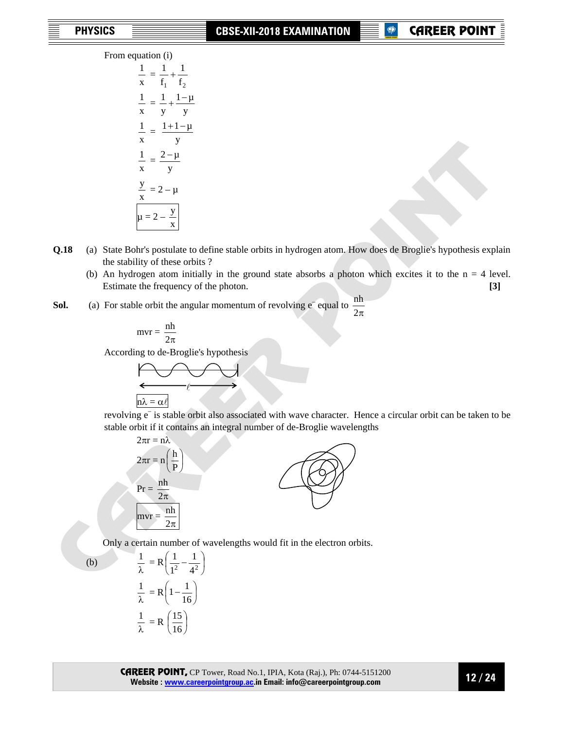From equation (i)

$$\frac{1}{x} = \frac{1}{f_1} + \frac{1}{f_2}$$

$$\frac{1}{x} = \frac{1}{y} + \frac{1-\mu}{y}$$

$$\frac{1}{x} = \frac{1+1-\mu}{y}$$

$$\frac{1}{x} = \frac{2-\mu}{y}$$

$$\frac{y}{x} = 2 - \mu$$

$$\boxed{\mu = 2 - \frac{y}{x}}$$

**Q.18** (a) State Bohr's postulate to define stable orbits in hydrogen atom. How does de Broglie's hypothesis explain the stability of these orbits ?

(b) An hydrogen atom initially in the ground state absorbs a photon which excites it to the n = 4 level. Estimate the frequency of the photon. **[3]**

**Sol.** (a) For stable orbit the angular momentum of revolving $e^-$ equal to $\frac{nh}{2\pi}$

$$mvr = \frac{nh}{2\pi}$$

According to de-Broglie's hypothesis

$$\boxed{n\lambda = \alpha\ell}$$

revolving $e^-$ is stable orbit also associated with wave character. Hence a circular orbit can be taken to be stable orbit if it contains an integral number of de-Broglie wavelengths

$$2\pi r = n\lambda$$

$$2\pi r = n\left(\frac{h}{P}\right)$$

$$Pr = \frac{nh}{2\pi}$$

$$\boxed{mvr = \frac{nh}{2\pi}}$$

Only a certain number of wavelengths would fit in the electron orbits.

(b)

$$\frac{1}{\lambda} = R\left(\frac{1}{1^2} - \frac{1}{4^2}\right)$$

$$\frac{1}{\lambda} = R\left(1 - \frac{1}{16}\right)$$

$$\frac{1}{\lambda} = R\left(\frac{15}{16}\right)$$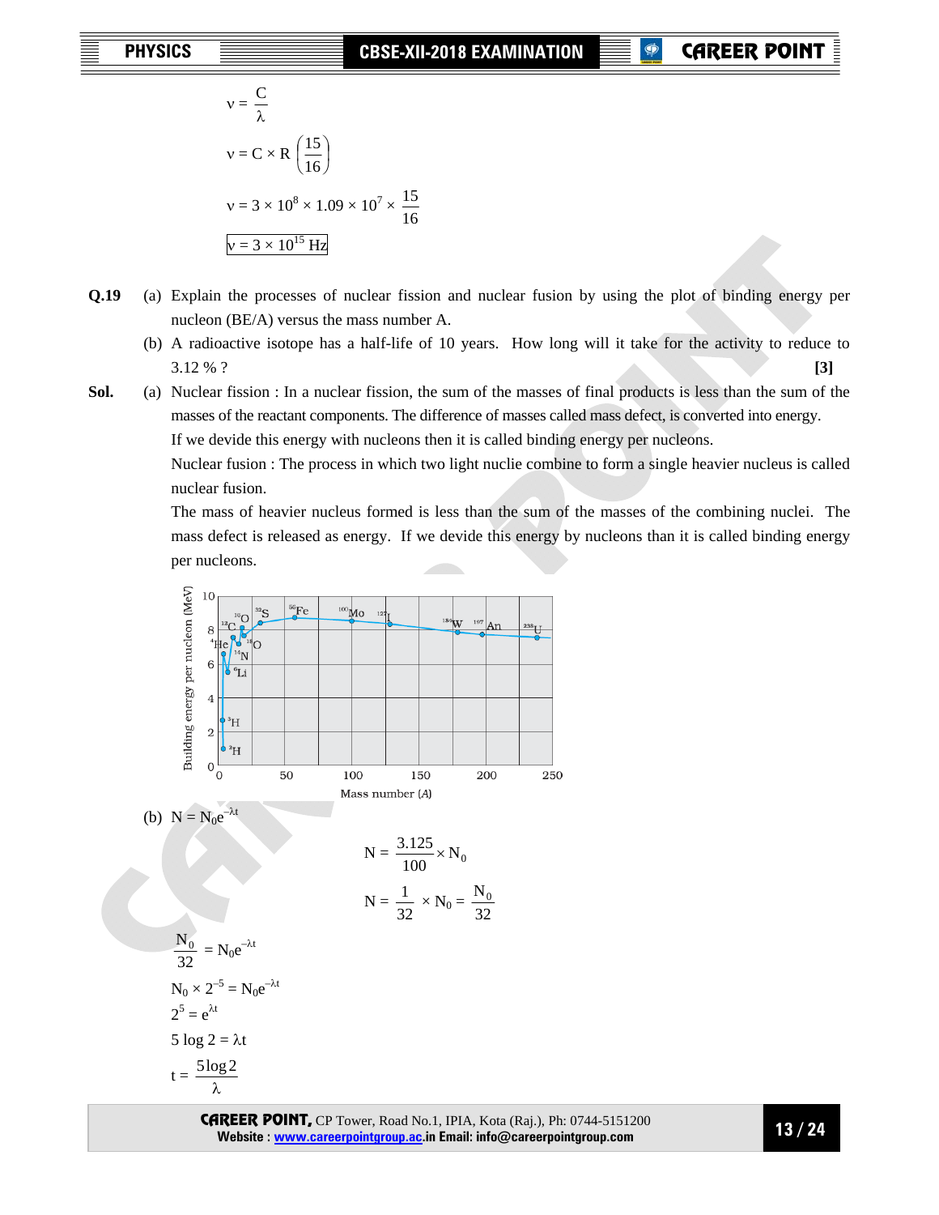$$\nu = \frac{C}{\lambda}$$

$$\nu = C \times R\left(\frac{15}{16}\right)$$

$$\nu = 3 \times 10^8 \times 1.09 \times 10^7 \times \frac{15}{16}$$

$$\boxed{\nu = 3 \times 10^{15}\ \text{Hz}}$$

**Q.19** (a) Explain the processes of nuclear fission and nuclear fusion by using the plot of binding energy per nucleon (BE/A) versus the mass number A.

(b) A radioactive isotope has a half-life of 10 years. How long will it take for the activity to reduce to 3.12 % ? **[3]**

**Sol.** (a) Nuclear fission : In a nuclear fission, the sum of the masses of final products is less than the sum of the masses of the reactant components. The difference of masses called mass defect, is converted into energy.

If we devide this energy with nucleons then it is called binding energy per nucleons.

Nuclear fusion : The process in which two light nuclie combine to form a single heavier nucleus is called nuclear fusion.

The mass of heavier nucleus formed is less than the sum of the masses of the combining nuclei. The mass defect is released as energy. If we devide this energy by nucleons than it is called binding energy per nucleons.

(b) $N = N_0 e^{-\lambda t}$

$$N = \frac{3.125}{100} \times N_0$$

$$N = \frac{1}{32} \times N_0 = \frac{N_0}{32}$$

$$\frac{N_0}{32} = N_0 e^{-\lambda t}$$

$$N_0 \times 2^{-5} = N_0 e^{-\lambda t}$$

$$2^5 = e^{\lambda t}$$

$$5 \log 2 = \lambda t$$

$$t = \frac{5 \log 2}{\lambda}$$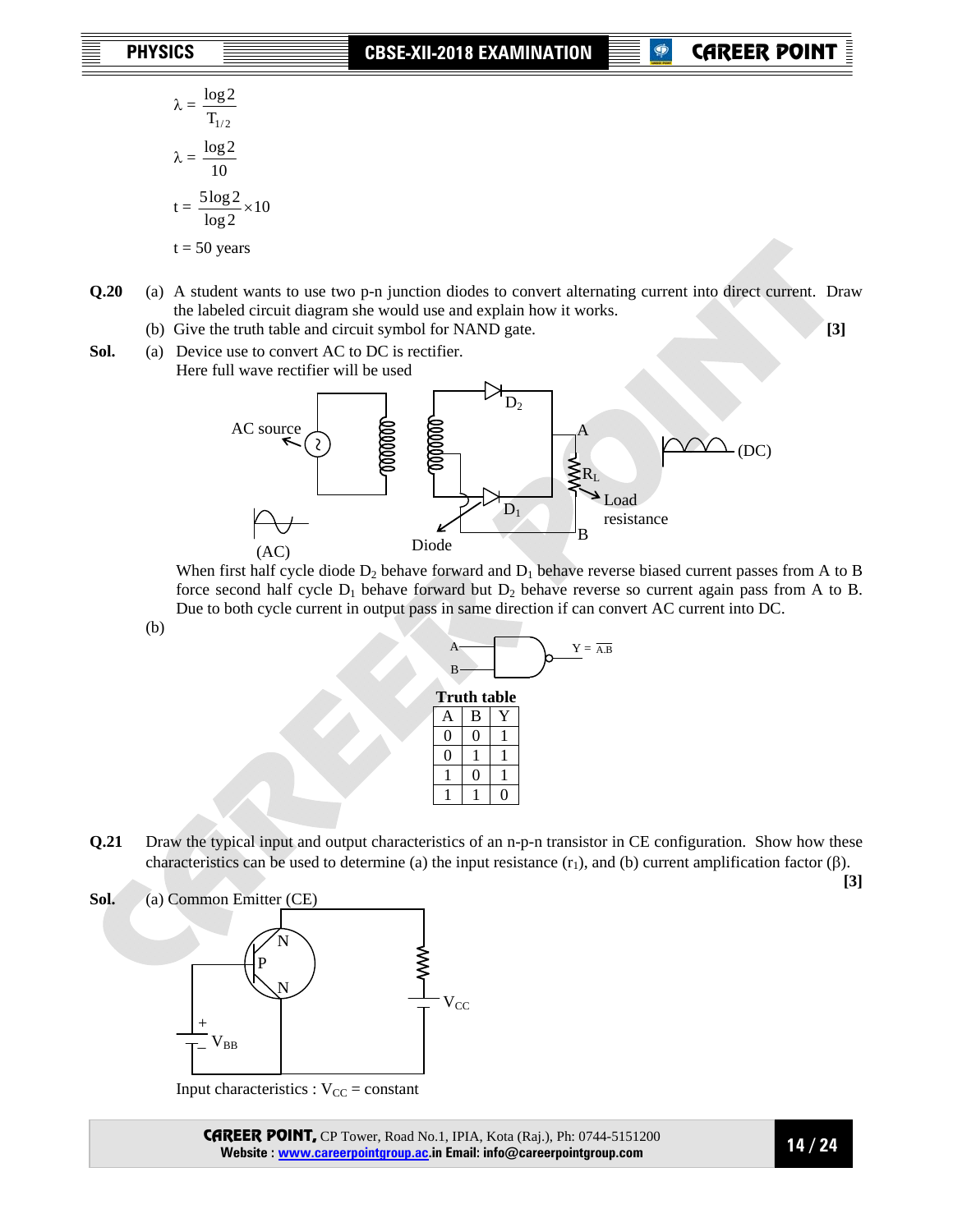$$\lambda = \frac{\log 2}{T_{1/2}}$$

$$\lambda = \frac{\log 2}{10}$$

$$t = \frac{5\log 2}{\log 2} \times 10$$

$t = 50$ years

**Q.20** (a) A student wants to use two p-n junction diodes to convert alternating current into direct current. Draw the labeled circuit diagram she would use and explain how it works.

(b) Give the truth table and circuit symbol for NAND gate. **[3]**

**Sol.** (a) Device use to convert AC to DC is rectifier.

Here full wave rectifier will be used

AC source, $D_2$, A, $R_L$, Load resistance, (DC), $D_1$, B, (AC), Diode

When first half cycle diode $D_2$ behave forward and $D_1$ behave reverse biased current passes from A to B force second half cycle $D_1$ behave forward but $D_2$ behave reverse so current again pass from A to B. Due to both cycle current in output pass in same direction if can convert AC current into DC.

(b)

A, B, $Y = \overline{A.B}$

**Truth table**

| A | B | Y |
|---|---|---|
| 0 | 0 | 1 |
| 0 | 1 | 1 |
| 1 | 0 | 1 |
| 1 | 1 | 0 |

**Q.21** Draw the typical input and output characteristics of an n-p-n transistor in CE configuration. Show how these characteristics can be used to determine (a) the input resistance ($r_1$), and (b) current amplification factor ($\beta$). **[3]**

**Sol.** (a) Common Emitter (CE)

N, P, N, $V_{CC}$, $V_{BB}$

Input characteristics : $V_{CC}$ = constant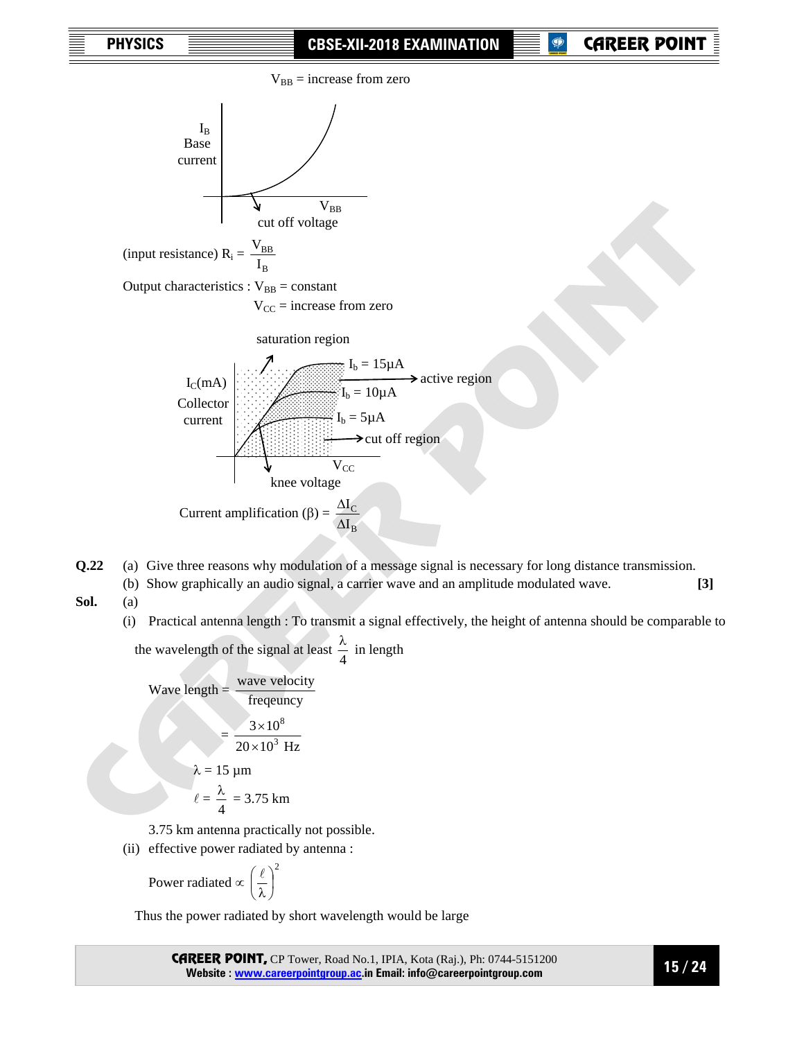$V_{BB}$ = increase from zero

(input resistance) $R_i = \dfrac{V_{BB}}{I_B}$

Output characteristics : $V_{BB}$ = constant

$V_{CC}$ = increase from zero

Current amplification $(\beta) = \dfrac{\Delta I_C}{\Delta I_B}$

**Q.22** (a) Give three reasons why modulation of a message signal is necessary for long distance transmission.

(b) Show graphically an audio signal, a carrier wave and an amplitude modulated wave. **[3]**

**Sol.** (a)

(i) Practical antenna length : To transmit a signal effectively, the height of antenna should be comparable to the wavelength of the signal at least $\dfrac{\lambda}{4}$ in length

$$\text{Wave length} = \frac{\text{wave velocity}}{\text{freqeuncy}}$$

$$= \frac{3\times10^8}{20\times10^3\ \text{Hz}}$$

$\lambda$ = 15 μm

$\ell = \dfrac{\lambda}{4}$ = 3.75 km

3.75 km antenna practically not possible.

(ii) effective power radiated by antenna :

$$\text{Power radiated} \propto \left(\frac{\ell}{\lambda}\right)^2$$

Thus the power radiated by short wavelength would be large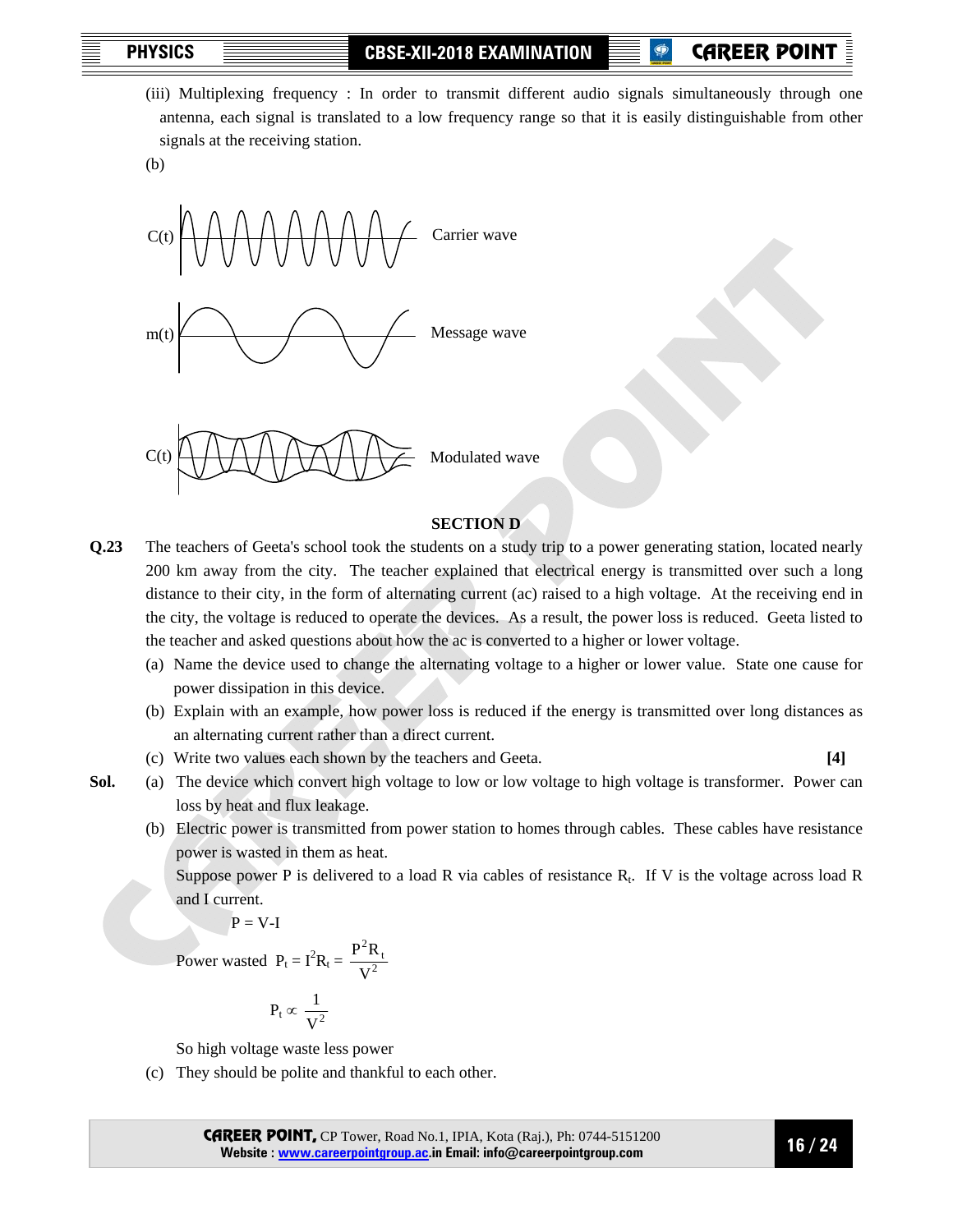(iii) Multiplexing frequency : In order to transmit different audio signals simultaneously through one antenna, each signal is translated to a low frequency range so that it is easily distinguishable from other signals at the receiving station.

(b)

C(t) Carrier wave

m(t) Message wave

C(t) Modulated wave

## SECTION D

**Q.23** The teachers of Geeta's school took the students on a study trip to a power generating station, located nearly 200 km away from the city. The teacher explained that electrical energy is transmitted over such a long distance to their city, in the form of alternating current (ac) raised to a high voltage. At the receiving end in the city, the voltage is reduced to operate the devices. As a result, the power loss is reduced. Geeta listed to the teacher and asked questions about how the ac is converted to a higher or lower voltage.

(a) Name the device used to change the alternating voltage to a higher or lower value. State one cause for power dissipation in this device.

(b) Explain with an example, how power loss is reduced if the energy is transmitted over long distances as an alternating current rather than a direct current.

(c) Write two values each shown by the teachers and Geeta. **[4]**

**Sol.** (a) The device which convert high voltage to low or low voltage to high voltage is transformer. Power can loss by heat and flux leakage.

(b) Electric power is transmitted from power station to homes through cables. These cables have resistance power is wasted in them as heat.

Suppose power P is delivered to a load R via cables of resistance $R_t$. If V is the voltage across load R and I current.

$$P = V\text{-}I$$

Power wasted $P_t = I^2R_t = \dfrac{P^2R_t}{V^2}$

$$P_t \propto \frac{1}{V^2}$$

So high voltage waste less power

(c) They should be polite and thankful to each other.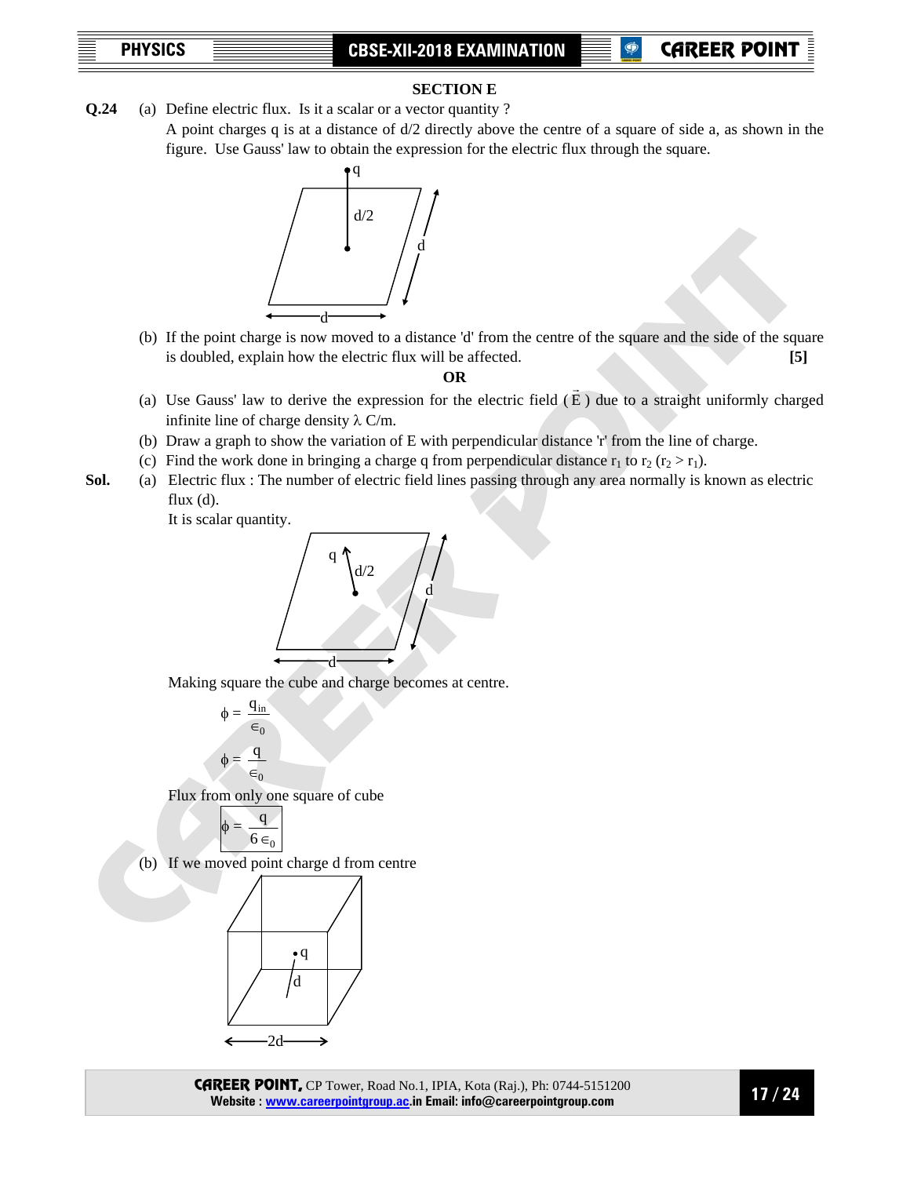## SECTION E

**Q.24** (a) Define electric flux. Is it a scalar or a vector quantity ?

A point charges q is at a distance of d/2 directly above the centre of a square of side a, as shown in the figure. Use Gauss' law to obtain the expression for the electric flux through the square.

(b) If the point charge is now moved to a distance 'd' from the centre of the square and the side of the square is doubled, explain how the electric flux will be affected. **[5]**

**OR**

(a) Use Gauss' law to derive the expression for the electric field ($\vec{E}$) due to a straight uniformly charged infinite line of charge density λ C/m.

(b) Draw a graph to show the variation of E with perpendicular distance 'r' from the line of charge.

(c) Find the work done in bringing a charge q from perpendicular distance $r_1$ to $r_2$ ($r_2 > r_1$).

**Sol.** (a) Electric flux : The number of electric field lines passing through any area normally is known as electric flux (d).

It is scalar quantity.

Making square the cube and charge becomes at centre.

$$\phi = \frac{q_{in}}{\epsilon_0}$$

$$\phi = \frac{q}{\epsilon_0}$$

Flux from only one square of cube

$$\boxed{\phi = \frac{q}{6\epsilon_0}}$$

(b) If we moved point charge d from centre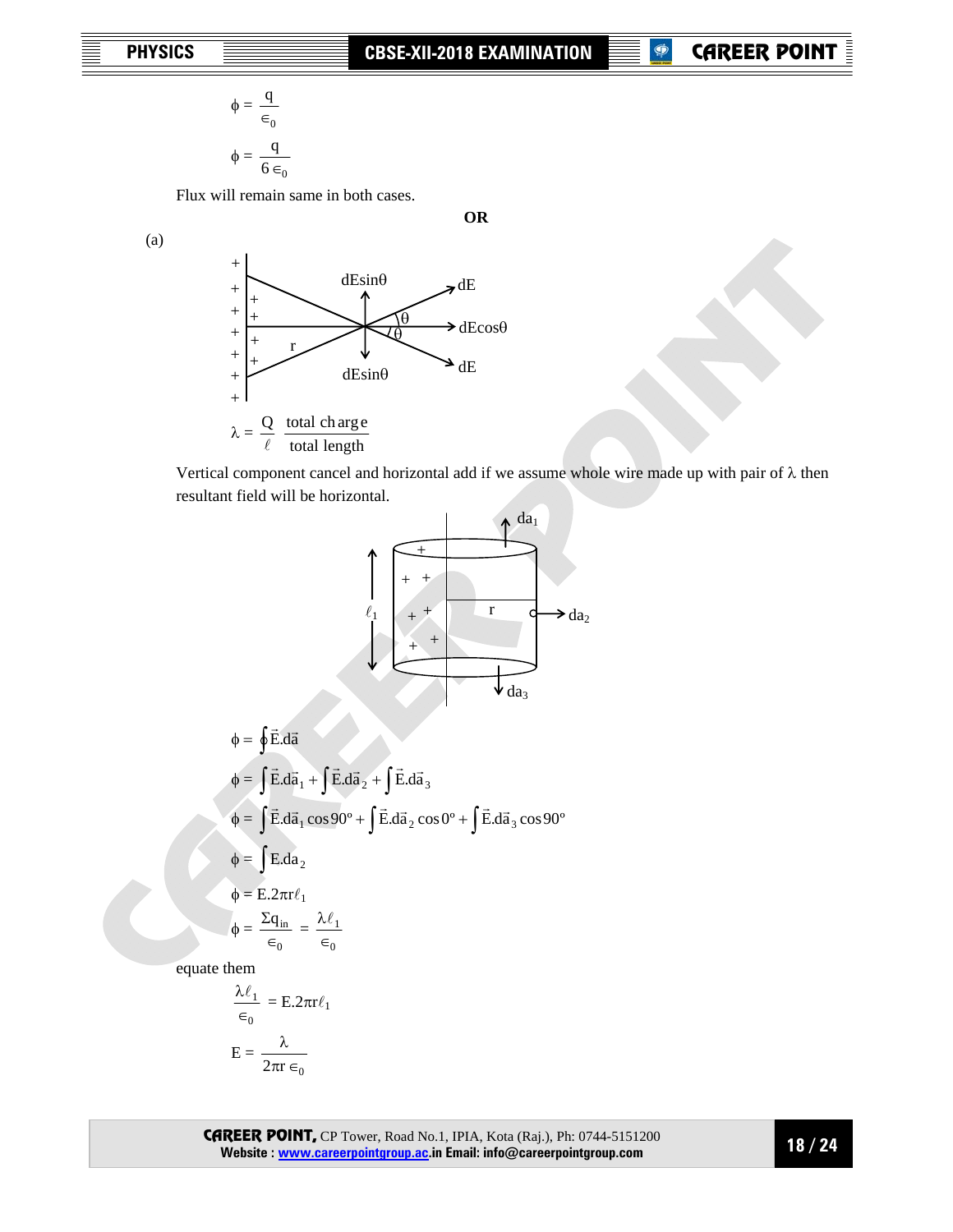$$\phi = \frac{q}{\epsilon_0}$$

$$\phi = \frac{q}{6\epsilon_0}$$

Flux will remain same in both cases.

**OR**

(a)

$$\lambda = \frac{Q}{\ell} \quad \frac{\text{total charge}}{\text{total length}}$$

Vertical component cancel and horizontal add if we assume whole wire made up with pair of $\lambda$ then resultant field will be horizontal.

$$\phi = \oint \vec{E}.d\vec{a}$$

$$\phi = \int \vec{E}.d\vec{a}_1 + \int \vec{E}.d\vec{a}_2 + \int \vec{E}.d\vec{a}_3$$

$$\phi = \int \vec{E}.d\vec{a}_1 \cos 90^\circ + \int \vec{E}.d\vec{a}_2 \cos 0^\circ + \int \vec{E}.d\vec{a}_3 \cos 90^\circ$$

$$\phi = \int E.da_2$$

$$\phi = E.2\pi r\ell_1$$

$$\phi = \frac{\Sigma q_{in}}{\epsilon_0} = \frac{\lambda\ell_1}{\epsilon_0}$$

equate them

$$\frac{\lambda\ell_1}{\epsilon_0} = E.2\pi r\ell_1$$

$$E = \frac{\lambda}{2\pi r\epsilon_0}$$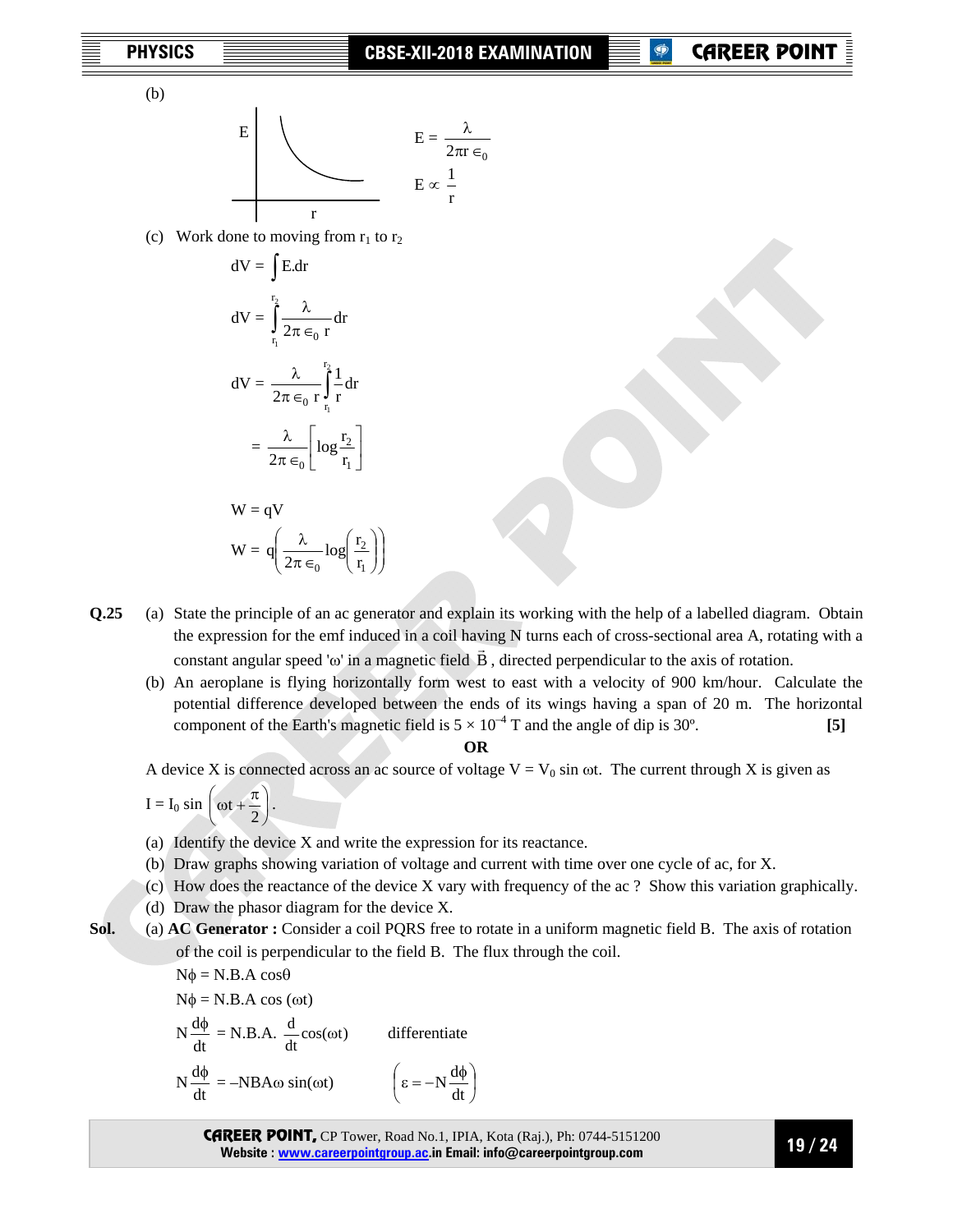(b)

E

r

$$E = \frac{\lambda}{2\pi r \in_0}$$

$$E \propto \frac{1}{r}$$

(c) Work done to moving from $r_1$ to $r_2$

$$dV = \int E.dr$$

$$dV = \int_{r_1}^{r_2} \frac{\lambda}{2\pi \in_0 r} dr$$

$$dV = \frac{\lambda}{2\pi \in_0 r} \int_{r_1}^{r_2} \frac{1}{r} dr$$

$$= \frac{\lambda}{2\pi \in_0} \left[ \log \frac{r_2}{r_1} \right]$$

$$W = qV$$

$$W = q\left( \frac{\lambda}{2\pi \in_0} \log\left( \frac{r_2}{r_1} \right) \right)$$

**Q.25** (a) State the principle of an ac generator and explain its working with the help of a labelled diagram. Obtain the expression for the emf induced in a coil having N turns each of cross-sectional area A, rotating with a constant angular speed 'ω' in a magnetic field $\vec{B}$, directed perpendicular to the axis of rotation.

(b) An aeroplane is flying horizontally form west to east with a velocity of 900 km/hour. Calculate the potential difference developed between the ends of its wings having a span of 20 m. The horizontal component of the Earth's magnetic field is $5 \times 10^{-4}$ T and the angle of dip is 30º. **[5]**

**OR**

A device X is connected across an ac source of voltage $V = V_0 \sin \omega t$. The current through X is given as $I = I_0 \sin\left(\omega t + \frac{\pi}{2}\right)$.

(a) Identify the device X and write the expression for its reactance.

(b) Draw graphs showing variation of voltage and current with time over one cycle of ac, for X.

(c) How does the reactance of the device X vary with frequency of the ac ? Show this variation graphically.

(d) Draw the phasor diagram for the device X.

**Sol.** (a) **AC Generator :** Consider a coil PQRS free to rotate in a uniform magnetic field B. The axis of rotation of the coil is perpendicular to the field B. The flux through the coil.

$$N\phi = N.B.A \cos\theta$$

$$N\phi = N.B.A \cos(\omega t)$$

$$N\frac{d\phi}{dt} = N.B.A. \frac{d}{dt}\cos(\omega t) \qquad \text{differentiate}$$

$$N\frac{d\phi}{dt} = -NBA\omega \sin(\omega t) \qquad \left( \varepsilon = -N\frac{d\phi}{dt} \right)$$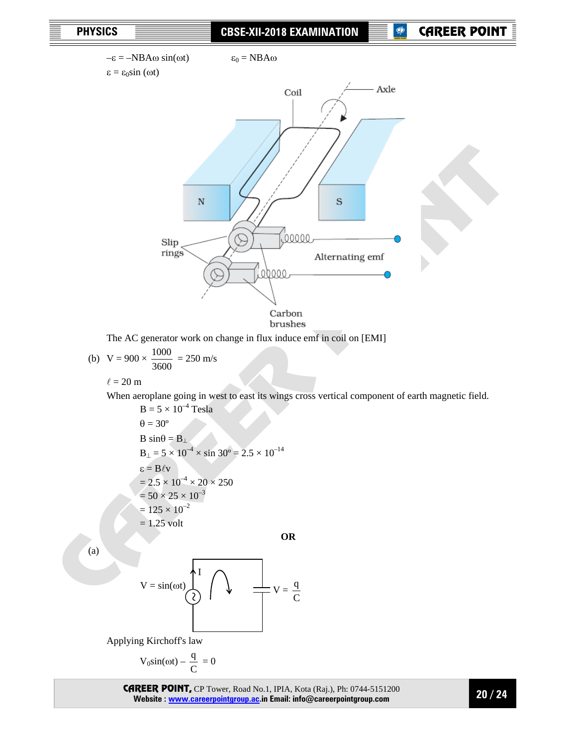$-\varepsilon = -NBA\omega \sin(\omega t)$ $\varepsilon_0 = NBA\omega$

$\varepsilon = \varepsilon_0 \sin(\omega t)$

The AC generator work on change in flux induce emf in coil on [EMI]

(b) $V = 900 \times \frac{1000}{3600} = 250$ m/s

$\ell = 20$ m

When aeroplane going in west to east its wings cross vertical component of earth magnetic field.

$B = 5 \times 10^{-4}$ Tesla

$\theta = 30^\circ$

$B \sin\theta = B_\perp$

$B_\perp = 5 \times 10^{-4} \times \sin 30^\circ = 2.5 \times 10^{-14}$

$\varepsilon = B\ell v$

$= 2.5 \times 10^{-4} \times 20 \times 250$

$= 50 \times 25 \times 10^{-3}$

$= 125 \times 10^{-2}$

$= 1.25$ volt

**OR**

(a)

$V = \sin(\omega t)$ I $V = \frac{q}{C}$

Applying Kirchoff's law

$$V_0 \sin(\omega t) - \frac{q}{C} = 0$$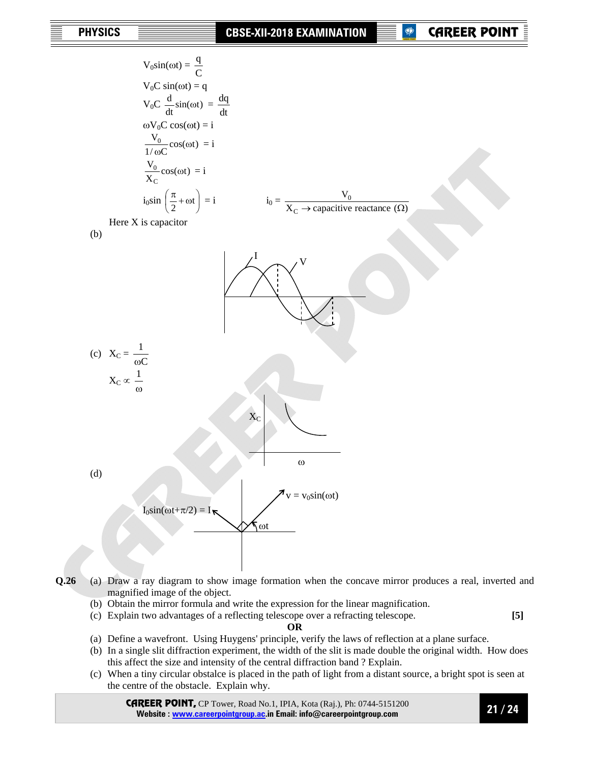$$V_0 \sin(\omega t) = \frac{q}{C}$$

$$V_0 C \sin(\omega t) = q$$

$$V_0 C \frac{d}{dt}\sin(\omega t) = \frac{dq}{dt}$$

$$\omega V_0 C \cos(\omega t) = i$$

$$\frac{V_0}{1/\omega C}\cos(\omega t) = i$$

$$\frac{V_0}{X_C}\cos(\omega t) = i$$

$$i_0 \sin\left(\frac{\pi}{2} + \omega t\right) = i \qquad i_0 = \frac{V_0}{X_C \rightarrow \text{capacitive reactance } (\Omega)}$$

Here X is capacitor

(b)

(c) $X_C = \dfrac{1}{\omega C}$

$X_C \propto \dfrac{1}{\omega}$

(d)

$I_0 \sin(\omega t + \pi/2) = I$ $\quad$ $v = v_0 \sin(\omega t)$ $\quad$ $\omega t$

**Q.26** (a) Draw a ray diagram to show image formation when the concave mirror produces a real, inverted and magnified image of the object.

(b) Obtain the mirror formula and write the expression for the linear magnification.

(c) Explain two advantages of a reflecting telescope over a refracting telescope. **[5]**

**OR**

(a) Define a wavefront. Using Huygens' principle, verify the laws of reflection at a plane surface.

(b) In a single slit diffraction experiment, the width of the slit is made double the original width. How does this affect the size and intensity of the central diffraction band ? Explain.

(c) When a tiny circular obstalce is placed in the path of light from a distant source, a bright spot is seen at the centre of the obstacle. Explain why.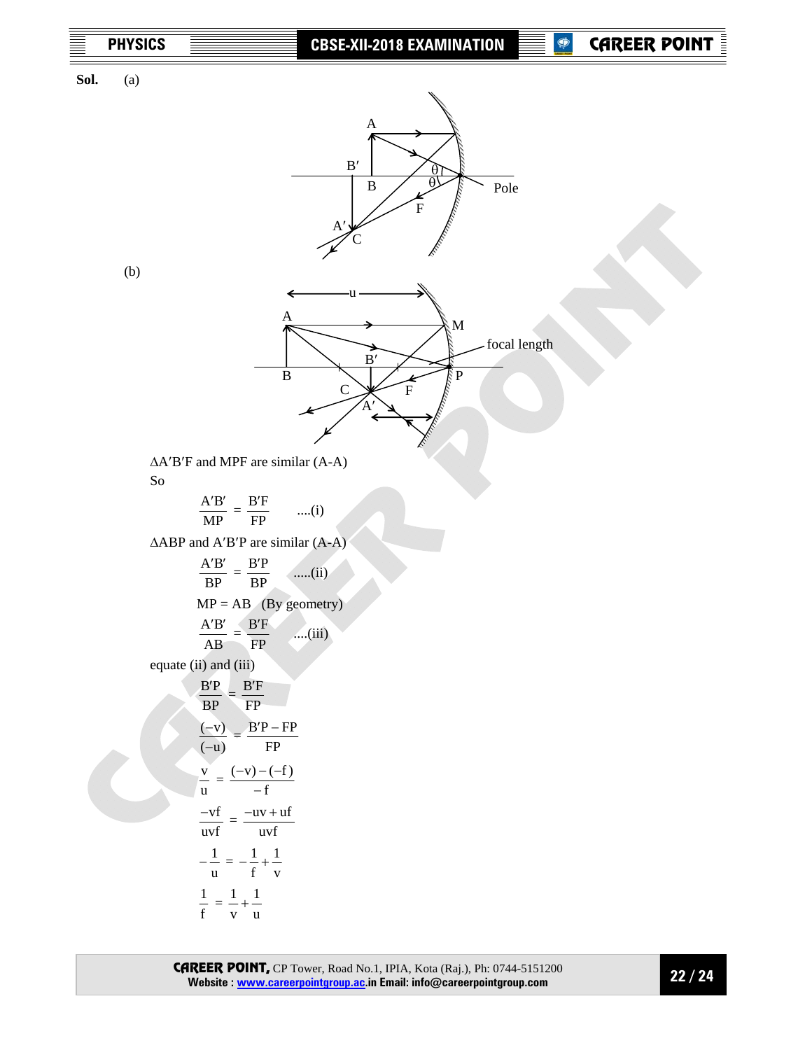**Sol.** (a)

(b)

$\Delta A'B'F$ and MPF are similar (A-A)

So

$$\frac{A'B'}{MP} = \frac{B'F}{FP} \quad \text{....(i)}$$

$\Delta ABP$ and $A'B'P$ are similar (A-A)

$$\frac{A'B'}{BP} = \frac{B'P}{BP} \quad \text{.....(ii)}$$

MP = AB (By geometry)

$$\frac{A'B'}{AB} = \frac{B'F}{FP} \quad \text{....(iii)}$$

equate (ii) and (iii)

$$\frac{B'P}{BP} = \frac{B'F}{FP}$$

$$\frac{(-v)}{(-u)} = \frac{B'P - FP}{FP}$$

$$\frac{v}{u} = \frac{(-v)-(-f)}{-f}$$

$$\frac{-vf}{uvf} = \frac{-uv+uf}{uvf}$$

$$-\frac{1}{u} = -\frac{1}{f} + \frac{1}{v}$$

$$\frac{1}{f} = \frac{1}{v} + \frac{1}{u}$$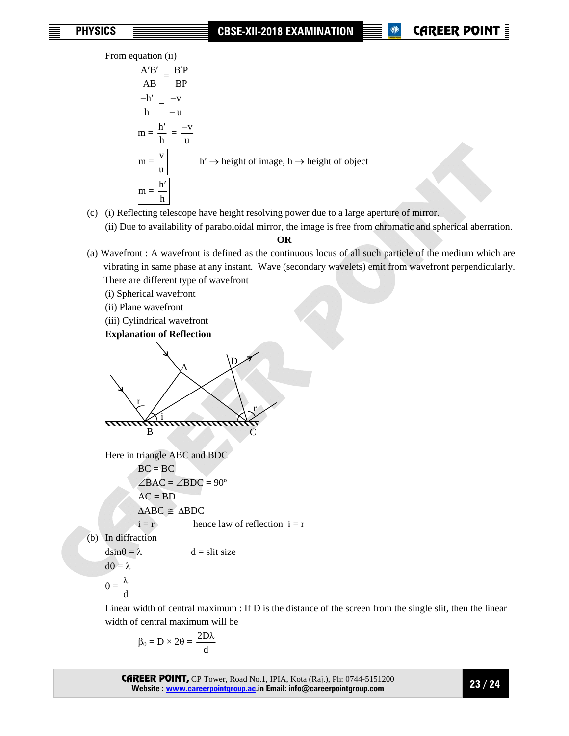From equation (ii)

$$\frac{A'B'}{AB} = \frac{B'P}{BP}$$

$$\frac{-h'}{h} = \frac{-v}{-u}$$

$$m = \frac{h'}{h} = \frac{-v}{u}$$

$$\boxed{m = \frac{v}{u}} \qquad h' \rightarrow \text{height of image, } h \rightarrow \text{height of object}$$

$$\boxed{m = \frac{h'}{h}}$$

(c) (i) Reflecting telescope have height resolving power due to a large aperture of mirror.

(ii) Due to availability of paraboloidal mirror, the image is free from chromatic and spherical aberration.

**OR**

(a) Wavefront : A wavefront is defined as the continuous locus of all such particle of the medium which are vibrating in same phase at any instant. Wave (secondary wavelets) emit from wavefront perpendicularly. There are different type of wavefront

(i) Spherical wavefront

(ii) Plane wavefront

(iii) Cylindrical wavefront

**Explanation of Reflection**

Here in triangle ABC and BDC

$BC = BC$

$\angle BAC = \angle BDC = 90°$

$AC = BD$

$\Delta ABC \cong \Delta BDC$

$i = r$ hence law of reflection $i = r$

(b) In diffraction

$d\sin\theta = \lambda$ $\qquad$ d = slit size

$d\theta = \lambda$

$$\theta = \frac{\lambda}{d}$$

Linear width of central maximum : If D is the distance of the screen from the single slit, then the linear width of central maximum will be

$$\beta_0 = D \times 2\theta = \frac{2D\lambda}{d}$$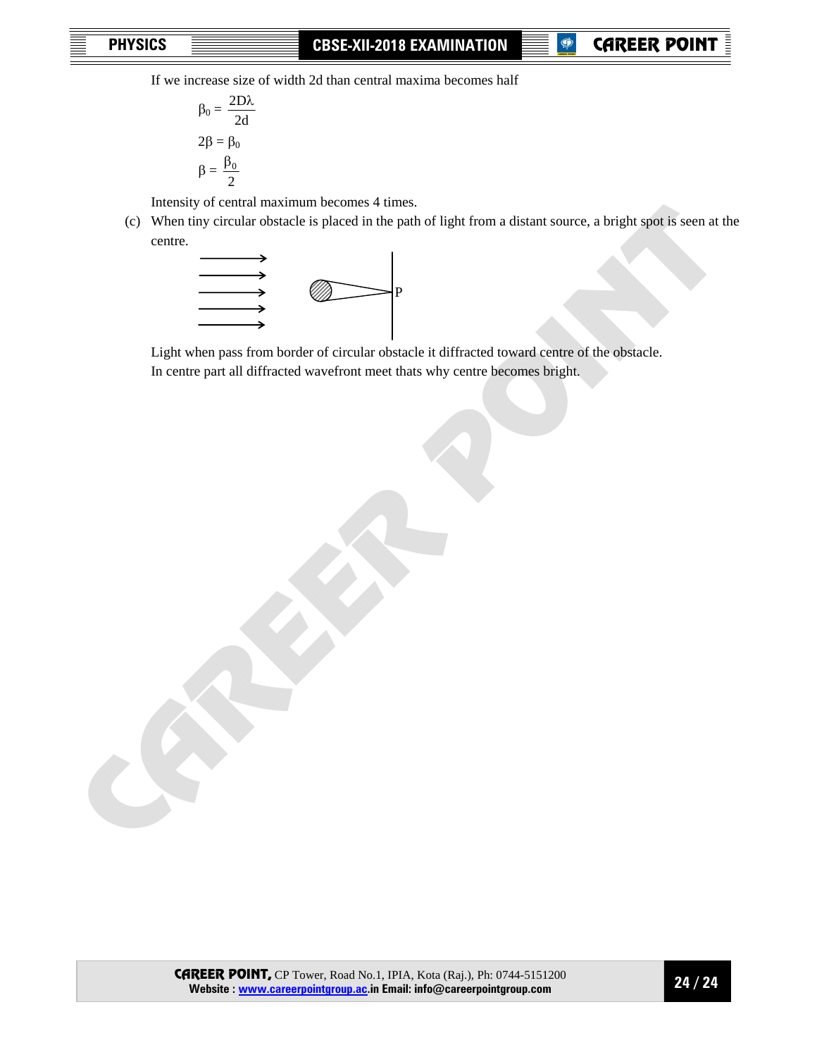If we increase size of width 2d than central maxima becomes half

$$\beta_0 = \frac{2D\lambda}{2d}$$

$$2\beta = \beta_0$$

$$\beta = \frac{\beta_0}{2}$$

Intensity of central maximum becomes 4 times.

(c) When tiny circular obstacle is placed in the path of light from a distant source, a bright spot is seen at the centre.

P

Light when pass from border of circular obstacle it diffracted toward centre of the obstacle.
In centre part all diffracted wavefront meet thats why centre becomes bright.